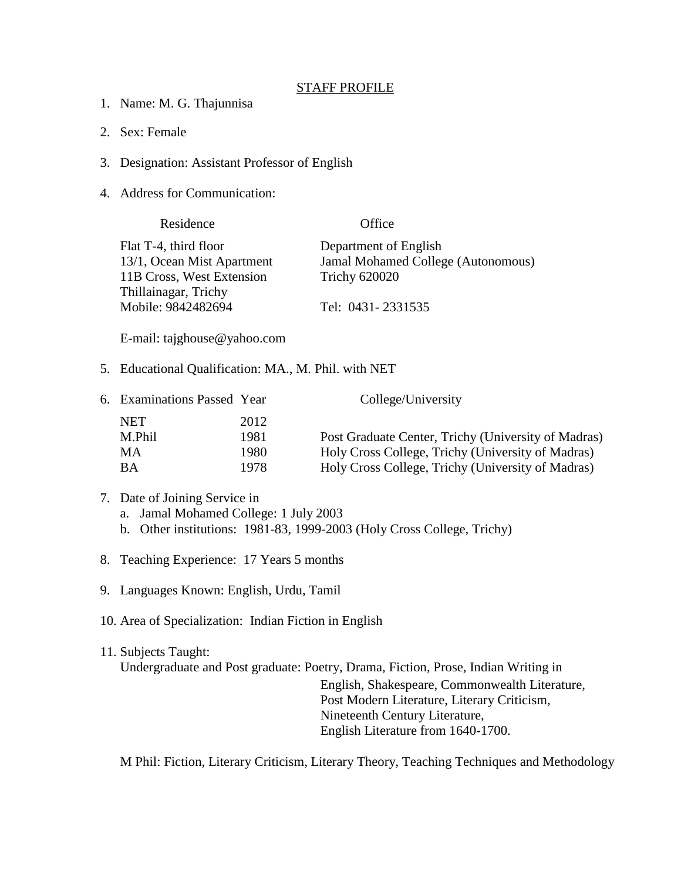## STAFF PROFILE

1. Name: M. G. Thajunnisa
2. Sex: Female
3. Designation: Assistant Professor of English
4. Address for Communication:

| Residence | Office |
|---|---|
| Flat T-4, third floor | Department of English |
| 13/1, Ocean Mist Apartment | Jamal Mohamed College (Autonomous) |
| 11B Cross, West Extension | Trichy 620020 |
| Thillainagar, Trichy | |
| Mobile: 9842482694 | Tel: 0431- 2331535 |

   E-mail: tajghouse@yahoo.com

5. Educational Qualification: MA., M. Phil. with NET
6. Examinations Passed

| Examinations Passed | Year | College/University |
|---|---|---|
| NET | 2012 | |
| M.Phil | 1981 | Post Graduate Center, Trichy (University of Madras) |
| MA | 1980 | Holy Cross College, Trichy (University of Madras) |
| BA | 1978 | Holy Cross College, Trichy (University of Madras) |

7. Date of Joining Service in
   a. Jamal Mohamed College: 1 July 2003
   b. Other institutions: 1981-83, 1999-2003 (Holy Cross College, Trichy)
8. Teaching Experience: 17 Years 5 months
9. Languages Known: English, Urdu, Tamil
10. Area of Specialization: Indian Fiction in English
11. Subjects Taught:

    Undergraduate and Post graduate: Poetry, Drama, Fiction, Prose, Indian Writing in English, Shakespeare, Commonwealth Literature, Post Modern Literature, Literary Criticism, Nineteenth Century Literature, English Literature from 1640-1700.

    M Phil: Fiction, Literary Criticism, Literary Theory, Teaching Techniques and Methodology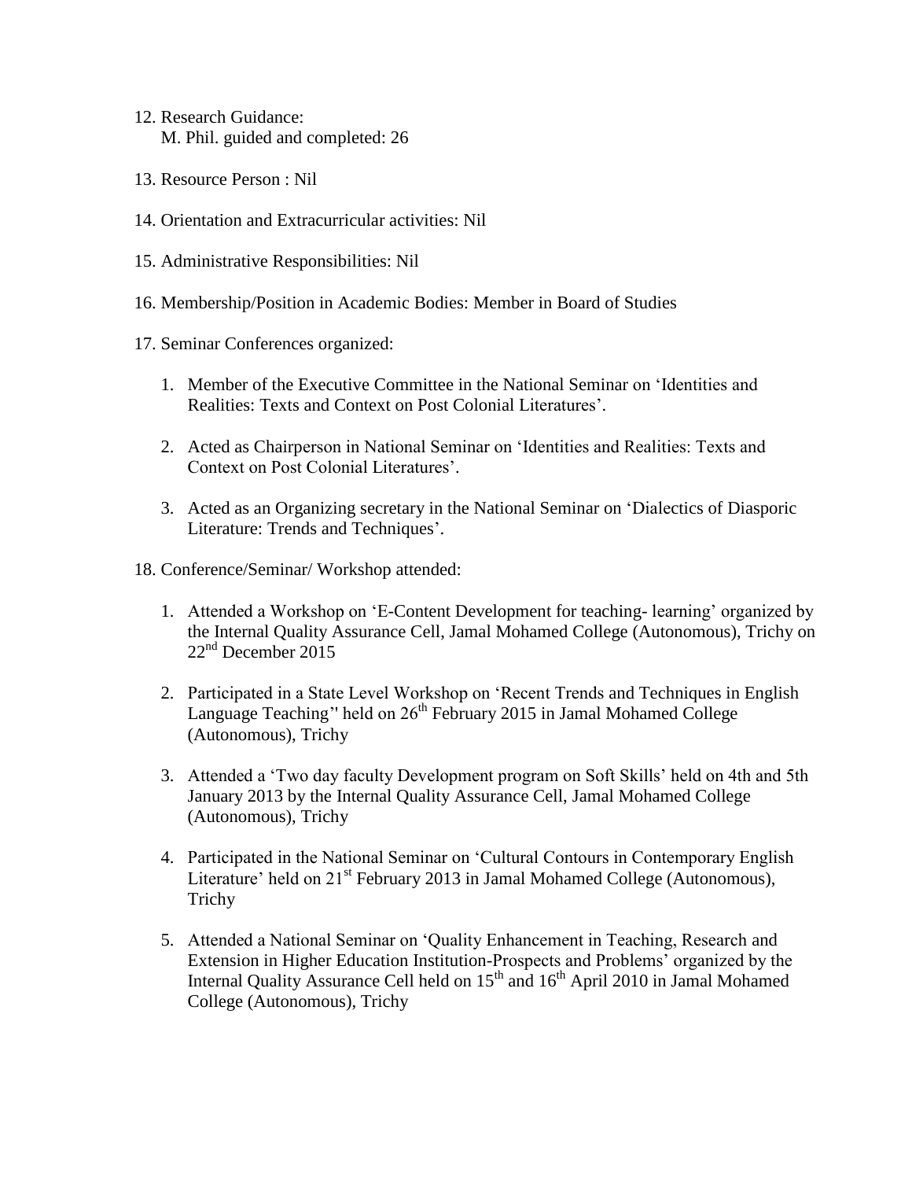12. Research Guidance:
    M. Phil. guided and completed: 26

13. Resource Person : Nil

14. Orientation and Extracurricular activities: Nil

15. Administrative Responsibilities: Nil

16. Membership/Position in Academic Bodies: Member in Board of Studies

17. Seminar Conferences organized:

    1. Member of the Executive Committee in the National Seminar on 'Identities and Realities: Texts and Context on Post Colonial Literatures'.

    2. Acted as Chairperson in National Seminar on 'Identities and Realities: Texts and Context on Post Colonial Literatures'.

    3. Acted as an Organizing secretary in the National Seminar on 'Dialectics of Diasporic Literature: Trends and Techniques'.

18. Conference/Seminar/ Workshop attended:

    1. Attended a Workshop on 'E-Content Development for teaching- learning' organized by the Internal Quality Assurance Cell, Jamal Mohamed College (Autonomous), Trichy on 22nd December 2015

    2. Participated in a State Level Workshop on 'Recent Trends and Techniques in English Language Teaching'' held on 26th February 2015 in Jamal Mohamed College (Autonomous), Trichy

    3. Attended a 'Two day faculty Development program on Soft Skills' held on 4th and 5th January 2013 by the Internal Quality Assurance Cell, Jamal Mohamed College (Autonomous), Trichy

    4. Participated in the National Seminar on 'Cultural Contours in Contemporary English Literature' held on 21st February 2013 in Jamal Mohamed College (Autonomous), Trichy

    5. Attended a National Seminar on 'Quality Enhancement in Teaching, Research and Extension in Higher Education Institution-Prospects and Problems' organized by the Internal Quality Assurance Cell held on 15th and 16th April 2010 in Jamal Mohamed College (Autonomous), Trichy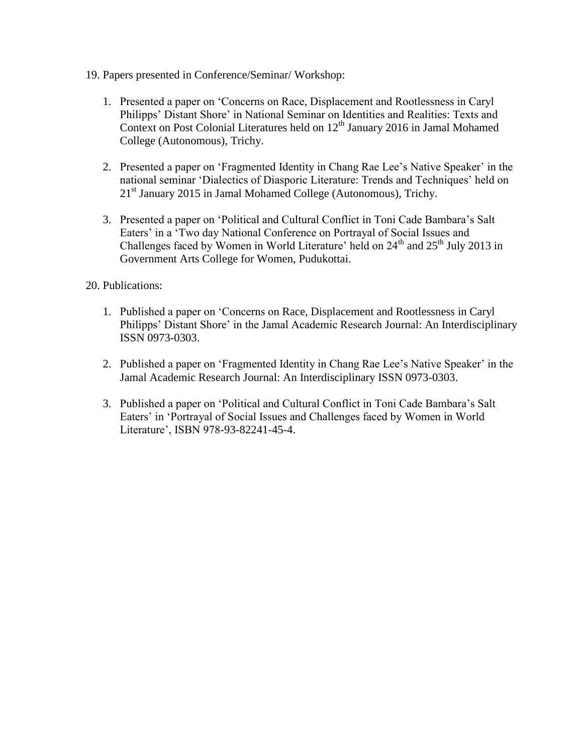19. Papers presented in Conference/Seminar/ Workshop:

    1. Presented a paper on 'Concerns on Race, Displacement and Rootlessness in Caryl Philipps' Distant Shore' in National Seminar on Identities and Realities: Texts and Context on Post Colonial Literatures held on 12th January 2016 in Jamal Mohamed College (Autonomous), Trichy.

    2. Presented a paper on 'Fragmented Identity in Chang Rae Lee's Native Speaker' in the national seminar 'Dialectics of Diasporic Literature: Trends and Techniques' held on 21st January 2015 in Jamal Mohamed College (Autonomous), Trichy.

    3. Presented a paper on 'Political and Cultural Conflict in Toni Cade Bambara's Salt Eaters' in a 'Two day National Conference on Portrayal of Social Issues and Challenges faced by Women in World Literature' held on 24th and 25th July 2013 in Government Arts College for Women, Pudukottai.

20. Publications:

    1. Published a paper on 'Concerns on Race, Displacement and Rootlessness in Caryl Philipps' Distant Shore' in the Jamal Academic Research Journal: An Interdisciplinary ISSN 0973-0303.

    2. Published a paper on 'Fragmented Identity in Chang Rae Lee's Native Speaker' in the Jamal Academic Research Journal: An Interdisciplinary ISSN 0973-0303.

    3. Published a paper on 'Political and Cultural Conflict in Toni Cade Bambara's Salt Eaters' in 'Portrayal of Social Issues and Challenges faced by Women in World Literature', ISBN 978-93-82241-45-4.